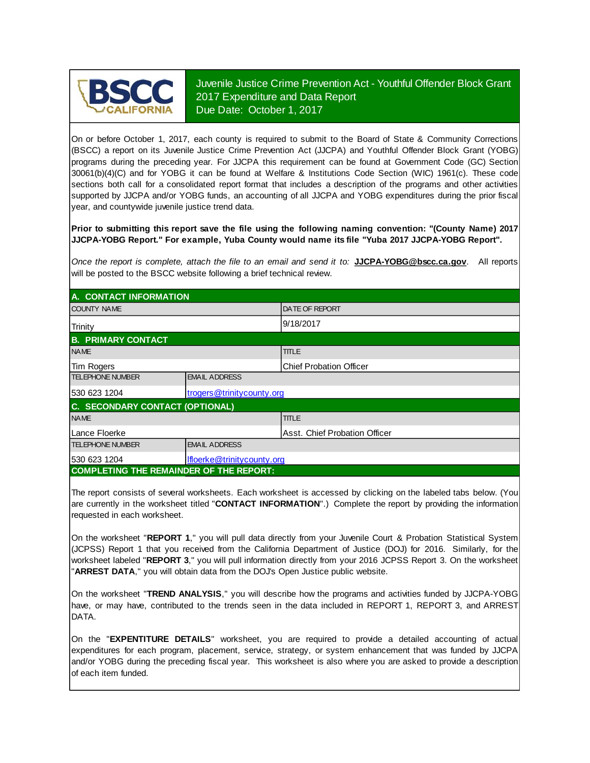BSCC CALIFORNIA

# Juvenile Justice Crime Prevention Act - Youthful Offender Block Grant 2017 Expenditure and Data Report
Due Date: October 1, 2017

On or before October 1, 2017, each county is required to submit to the Board of State & Community Corrections (BSCC) a report on its Juvenile Justice Crime Prevention Act (JJCPA) and Youthful Offender Block Grant (YOBG) programs during the preceding year. For JJCPA this requirement can be found at Government Code (GC) Section 30061(b)(4)(C) and for YOBG it can be found at Welfare & Institutions Code Section (WIC) 1961(c). These code sections both call for a consolidated report format that includes a description of the programs and other activities supported by JJCPA and/or YOBG funds, an accounting of all JJCPA and YOBG expenditures during the prior fiscal year, and countywide juvenile justice trend data.

**Prior to submitting this report save the file using the following naming convention: "(County Name) 2017 JJCPA-YOBG Report." For example, Yuba County would name its file "Yuba 2017 JJCPA-YOBG Report".**

*Once the report is complete, attach the file to an email and send it to:* **JJCPA-YOBG@bscc.ca.gov**. All reports will be posted to the BSCC website following a brief technical review.

## A. CONTACT INFORMATION

| COUNTY NAME | DATE OF REPORT |
|---|---|
| Trinity | 9/18/2017 |

## B. PRIMARY CONTACT

| NAME | TITLE |
|---|---|
| Tim Rogers | Chief Probation Officer |
| **TELEPHONE NUMBER** | **EMAIL ADDRESS** |
| 530 623 1204 | trogers@trinitycounty.org |

## C. SECONDARY CONTACT (OPTIONAL)

| NAME | TITLE |
|---|---|
| Lance Floerke | Asst. Chief Probation Officer |
| **TELEPHONE NUMBER** | **EMAIL ADDRESS** |
| 530 623 1204 | lfloerke@trinitycounty.org |

## COMPLETING THE REMAINDER OF THE REPORT:

The report consists of several worksheets. Each worksheet is accessed by clicking on the labeled tabs below. (You are currently in the worksheet titled "**CONTACT INFORMATION**".) Complete the report by providing the information requested in each worksheet.

On the worksheet "**REPORT 1**," you will pull data directly from your Juvenile Court & Probation Statistical System (JCPSS) Report 1 that you received from the California Department of Justice (DOJ) for 2016. Similarly, for the worksheet labeled "**REPORT 3**," you will pull information directly from your 2016 JCPSS Report 3. On the worksheet "**ARREST DATA**," you will obtain data from the DOJ's Open Justice public website.

On the worksheet "**TREND ANALYSIS**," you will describe how the programs and activities funded by JJCPA-YOBG have, or may have, contributed to the trends seen in the data included in REPORT 1, REPORT 3, and ARREST DATA.

On the "**EXPENTITURE DETAILS**" worksheet, you are required to provide a detailed accounting of actual expenditures for each program, placement, service, strategy, or system enhancement that was funded by JJCPA and/or YOBG during the preceding fiscal year. This worksheet is also where you are asked to provide a description of each item funded.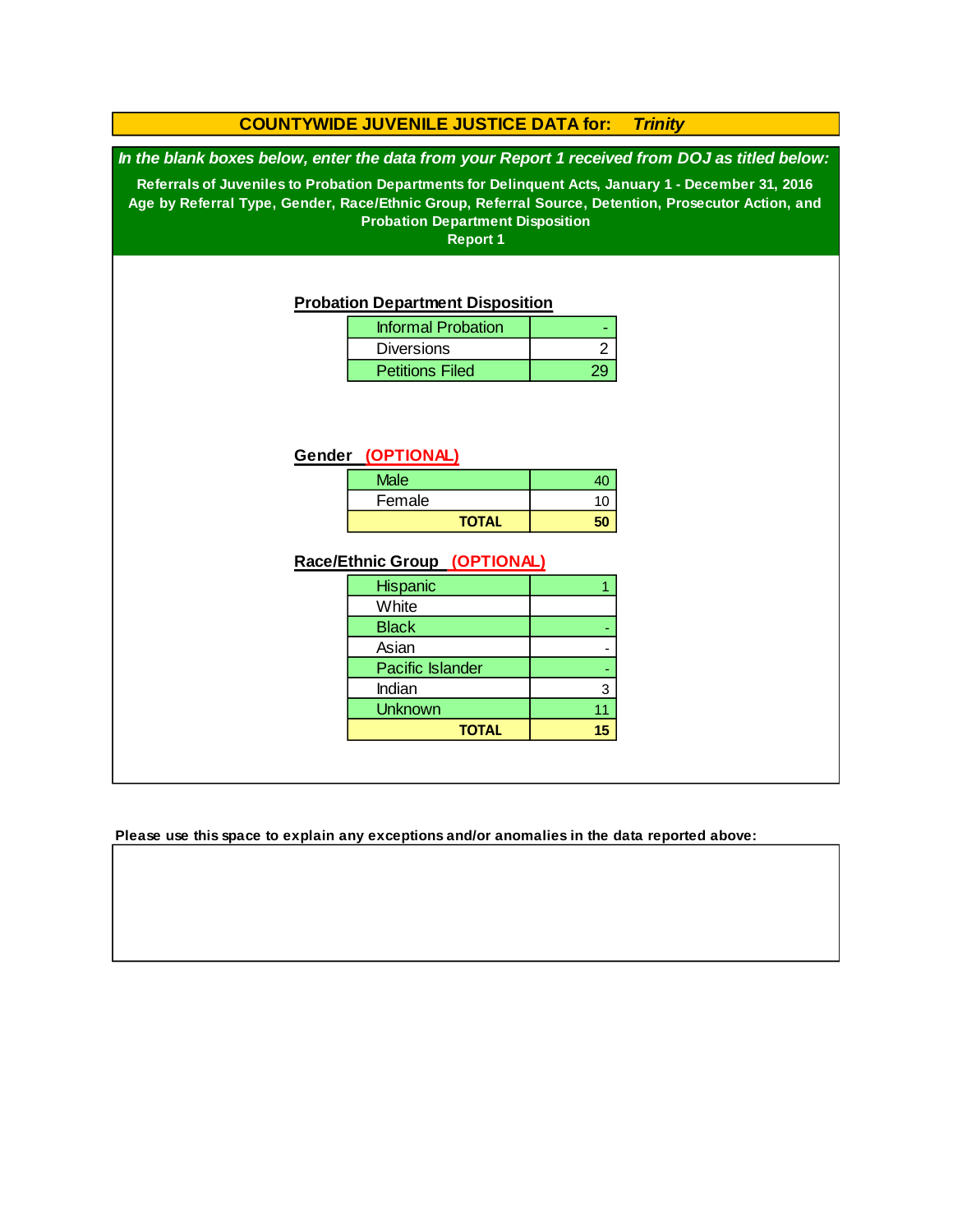# COUNTYWIDE JUVENILE JUSTICE DATA for: *Trinity*

***In the blank boxes below, enter the data from your Report 1 received from DOJ as titled below:***

**Referrals of Juveniles to Probation Departments for Delinquent Acts, January 1 - December 31, 2016**
**Age by Referral Type, Gender, Race/Ethnic Group, Referral Source, Detention, Prosecutor Action, and Probation Department Disposition**
**Report 1**

## Probation Department Disposition

| | |
|---|---|
| Informal Probation | - |
| Diversions | 2 |
| Petitions Filed | 29 |

## Gender (OPTIONAL)

| | |
|---|---|
| Male | 40 |
| Female | 10 |
| **TOTAL** | **50** |

## Race/Ethnic Group (OPTIONAL)

| | |
|---|---|
| Hispanic | 1 |
| White | |
| Black | - |
| Asian | - |
| Pacific Islander | - |
| Indian | 3 |
| Unknown | 11 |
| **TOTAL** | **15** |

**Please use this space to explain any exceptions and/or anomalies in the data reported above:**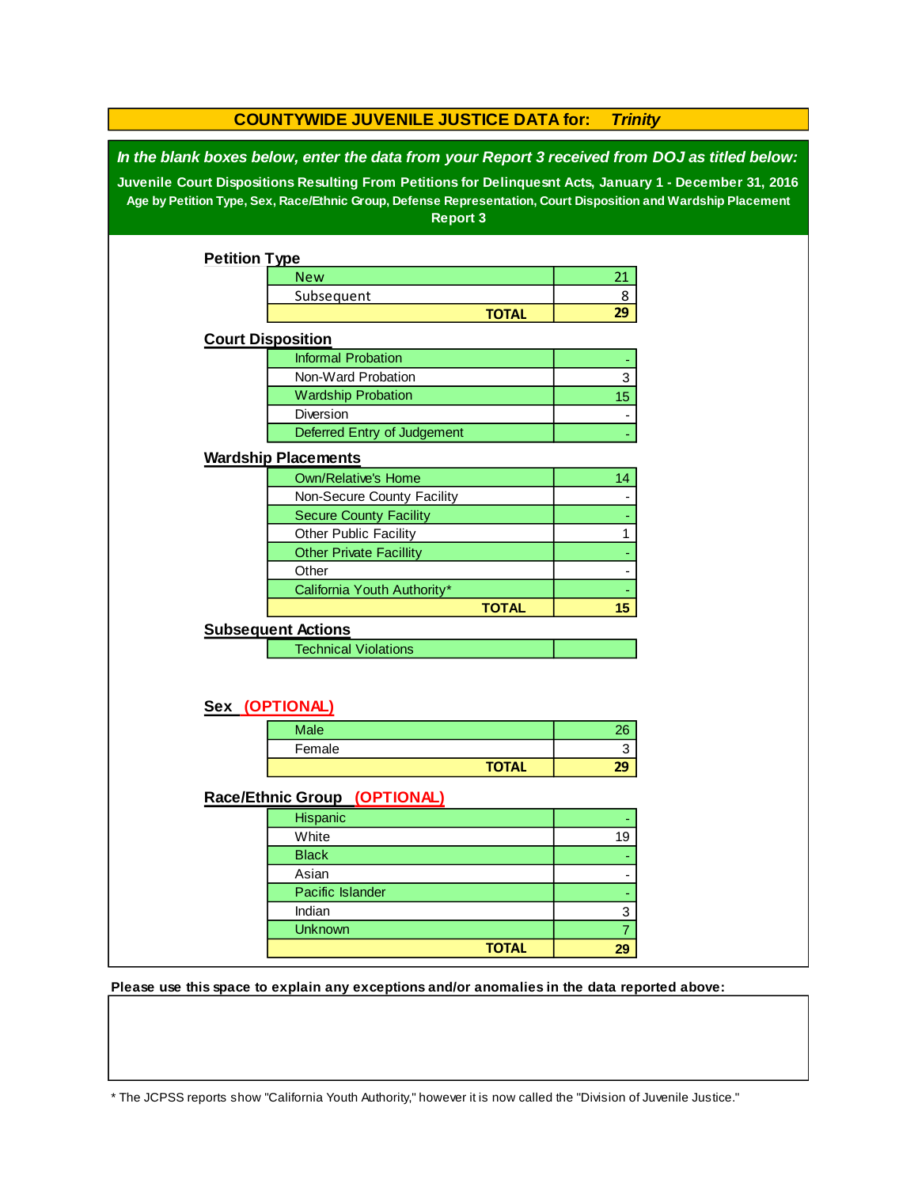# COUNTYWIDE JUVENILE JUSTICE DATA for: *Trinity*

***In the blank boxes below, enter the data from your Report 3 received from DOJ as titled below:***

**Juvenile Court Dispositions Resulting From Petitions for Delinquesnt Acts, January 1 - December 31, 2016**

**Age by Petition Type, Sex, Race/Ethnic Group, Defense Representation, Court Disposition and Wardship Placement**

**Report 3**

## Petition Type

| | |
|---|---|
| New | 21 |
| Subsequent | 8 |
| **TOTAL** | **29** |

## Court Disposition

| | |
|---|---|
| Informal Probation | - |
| Non-Ward Probation | 3 |
| Wardship Probation | 15 |
| Diversion | - |
| Deferred Entry of Judgement | - |

## Wardship Placements

| | |
|---|---|
| Own/Relative's Home | 14 |
| Non-Secure County Facility | - |
| Secure County Facility | - |
| Other Public Facility | 1 |
| Other Private Facillity | - |
| Other | - |
| California Youth Authority* | - |
| **TOTAL** | **15** |

## Subsequent Actions

| | |
|---|---|
| Technical Violations | |

## Sex (OPTIONAL)

| | |
|---|---|
| Male | 26 |
| Female | 3 |
| **TOTAL** | **29** |

## Race/Ethnic Group (OPTIONAL)

| | |
|---|---|
| Hispanic | - |
| White | 19 |
| Black | - |
| Asian | - |
| Pacific Islander | - |
| Indian | 3 |
| Unknown | 7 |
| **TOTAL** | **29** |

**Please use this space to explain any exceptions and/or anomalies in the data reported above:**

* The JCPSS reports show "California Youth Authority," however it is now called the "Division of Juvenile Justice."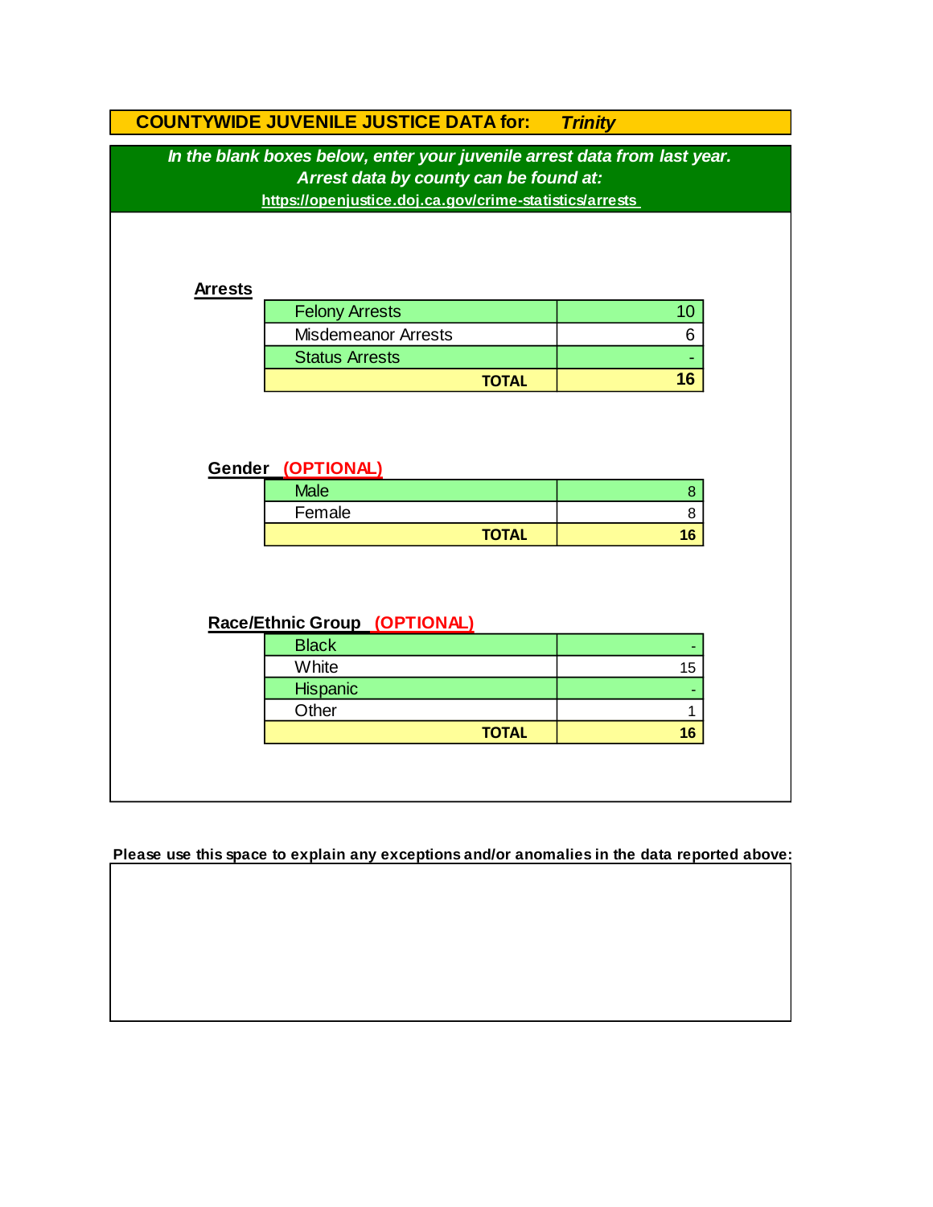# COUNTYWIDE JUVENILE JUSTICE DATA for: *Trinity*

***In the blank boxes below, enter your juvenile arrest data from last year.***
***Arrest data by county can be found at:***
**https://openjustice.doj.ca.gov/crime-statistics/arrests**

## Arrests

| | |
|---|---|
| Felony Arrests | 10 |
| Misdemeanor Arrests | 6 |
| Status Arrests | - |
| **TOTAL** | **16** |

## Gender (OPTIONAL)

| | |
|---|---|
| Male | 8 |
| Female | 8 |
| **TOTAL** | **16** |

## Race/Ethnic Group (OPTIONAL)

| | |
|---|---|
| Black | - |
| White | 15 |
| Hispanic | - |
| Other | 1 |
| **TOTAL** | **16** |

**Please use this space to explain any exceptions and/or anomalies in the data reported above:**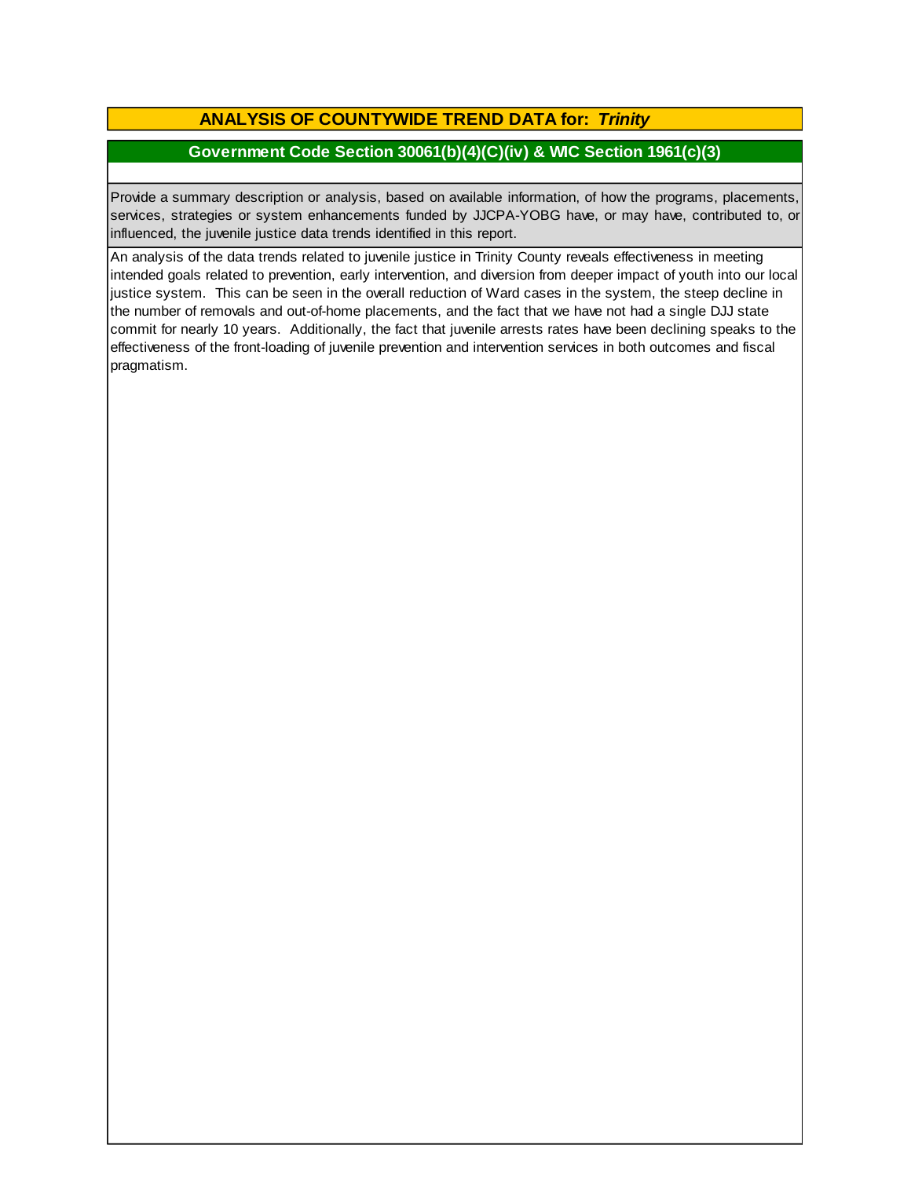## ANALYSIS OF COUNTYWIDE TREND DATA for: *Trinity*

### Government Code Section 30061(b)(4)(C)(iv) & WIC Section 1961(c)(3)

Provide a summary description or analysis, based on available information, of how the programs, placements, services, strategies or system enhancements funded by JJCPA-YOBG have, or may have, contributed to, or influenced, the juvenile justice data trends identified in this report.

An analysis of the data trends related to juvenile justice in Trinity County reveals effectiveness in meeting intended goals related to prevention, early intervention, and diversion from deeper impact of youth into our local justice system. This can be seen in the overall reduction of Ward cases in the system, the steep decline in the number of removals and out-of-home placements, and the fact that we have not had a single DJJ state commit for nearly 10 years. Additionally, the fact that juvenile arrests rates have been declining speaks to the effectiveness of the front-loading of juvenile prevention and intervention services in both outcomes and fiscal pragmatism.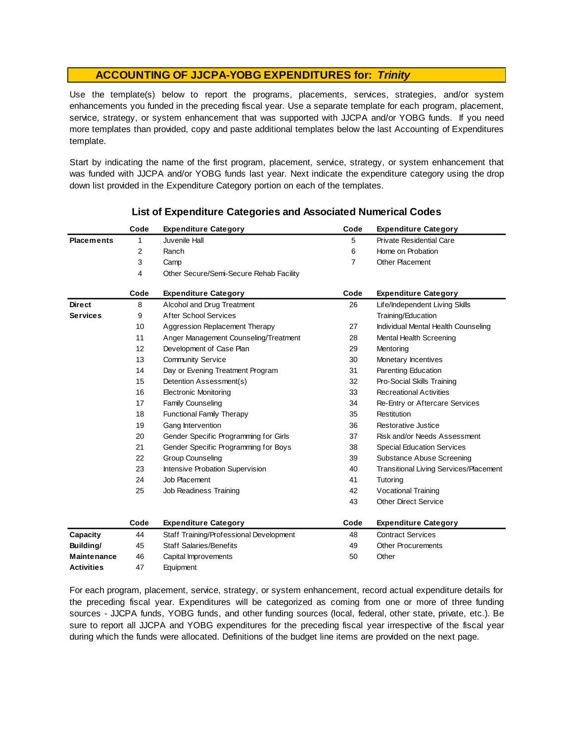## ACCOUNTING OF JJCPA-YOBG EXPENDITURES for: *Trinity*

Use the template(s) below to report the programs, placements, services, strategies, and/or system enhancements you funded in the preceding fiscal year. Use a separate template for each program, placement, service, strategy, or system enhancement that was supported with JJCPA and/or YOBG funds. If you need more templates than provided, copy and paste additional templates below the last Accounting of Expenditures template.

Start by indicating the name of the first program, placement, service, strategy, or system enhancement that was funded with JJCPA and/or YOBG funds last year. Next indicate the expenditure category using the drop down list provided in the Expenditure Category portion on each of the templates.

### List of Expenditure Categories and Associated Numerical Codes

| | Code | Expenditure Category | Code | Expenditure Category |
|---|---|---|---|---|
| **Placements** | 1 | Juvenile Hall | 5 | Private Residential Care |
| | 2 | Ranch | 6 | Home on Probation |
| | 3 | Camp | 7 | Other Placement |
| | 4 | Other Secure/Semi-Secure Rehab Facility | | |

| | Code | Expenditure Category | Code | Expenditure Category |
|---|---|---|---|---|
| **Direct Services** | 8 | Alcohol and Drug Treatment | 26 | Life/Independent Living Skills Training/Education |
| | 9 | After School Services | | |
| | 10 | Aggression Replacement Therapy | 27 | Individual Mental Health Counseling |
| | 11 | Anger Management Counseling/Treatment | 28 | Mental Health Screening |
| | 12 | Development of Case Plan | 29 | Mentoring |
| | 13 | Community Service | 30 | Monetary Incentives |
| | 14 | Day or Evening Treatment Program | 31 | Parenting Education |
| | 15 | Detention Assessment(s) | 32 | Pro-Social Skills Training |
| | 16 | Electronic Monitoring | 33 | Recreational Activities |
| | 17 | Family Counseling | 34 | Re-Entry or Aftercare Services |
| | 18 | Functional Family Therapy | 35 | Restitution |
| | 19 | Gang Intervention | 36 | Restorative Justice |
| | 20 | Gender Specific Programming for Girls | 37 | Risk and/or Needs Assessment |
| | 21 | Gender Specific Programming for Boys | 38 | Special Education Services |
| | 22 | Group Counseling | 39 | Substance Abuse Screening |
| | 23 | Intensive Probation Supervision | 40 | Transitional Living Services/Placement |
| | 24 | Job Placement | 41 | Tutoring |
| | 25 | Job Readiness Training | 42 | Vocational Training |
| | | | 43 | Other Direct Service |

| | Code | Expenditure Category | Code | Expenditure Category |
|---|---|---|---|---|
| **Capacity Building/ Maintenance Activities** | 44 | Staff Training/Professional Development | 48 | Contract Services |
| | 45 | Staff Salaries/Benefits | 49 | Other Procurements |
| | 46 | Capital Improvements | 50 | Other |
| | 47 | Equipment | | |

For each program, placement, service, strategy, or system enhancement, record actual expenditure details for the preceding fiscal year. Expenditures will be categorized as coming from one or more of three funding sources - JJCPA funds, YOBG funds, and other funding sources (local, federal, other state, private, etc.). Be sure to report all JJCPA and YOBG expenditures for the preceding fiscal year irrespective of the fiscal year during which the funds were allocated. Definitions of the budget line items are provided on the next page.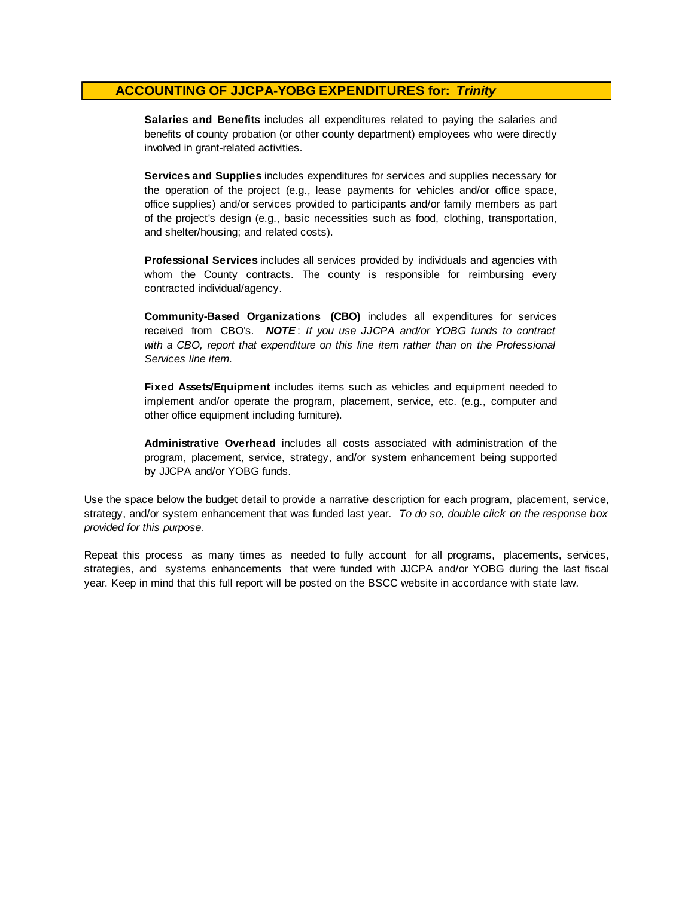## ACCOUNTING OF JJCPA-YOBG EXPENDITURES for: *Trinity*

**Salaries and Benefits** includes all expenditures related to paying the salaries and benefits of county probation (or other county department) employees who were directly involved in grant-related activities.

**Services and Supplies** includes expenditures for services and supplies necessary for the operation of the project (e.g., lease payments for vehicles and/or office space, office supplies) and/or services provided to participants and/or family members as part of the project's design (e.g., basic necessities such as food, clothing, transportation, and shelter/housing; and related costs).

**Professional Services** includes all services provided by individuals and agencies with whom the County contracts. The county is responsible for reimbursing every contracted individual/agency.

**Community-Based Organizations (CBO)** includes all expenditures for services received from CBO's. ***NOTE***: *If you use JJCPA and/or YOBG funds to contract with a CBO, report that expenditure on this line item rather than on the Professional Services line item.*

**Fixed Assets/Equipment** includes items such as vehicles and equipment needed to implement and/or operate the program, placement, service, etc. (e.g., computer and other office equipment including furniture).

**Administrative Overhead** includes all costs associated with administration of the program, placement, service, strategy, and/or system enhancement being supported by JJCPA and/or YOBG funds.

Use the space below the budget detail to provide a narrative description for each program, placement, service, strategy, and/or system enhancement that was funded last year. *To do so, double click on the response box provided for this purpose.*

Repeat this process as many times as needed to fully account for all programs, placements, services, strategies, and systems enhancements that were funded with JJCPA and/or YOBG during the last fiscal year. Keep in mind that this full report will be posted on the BSCC website in accordance with state law.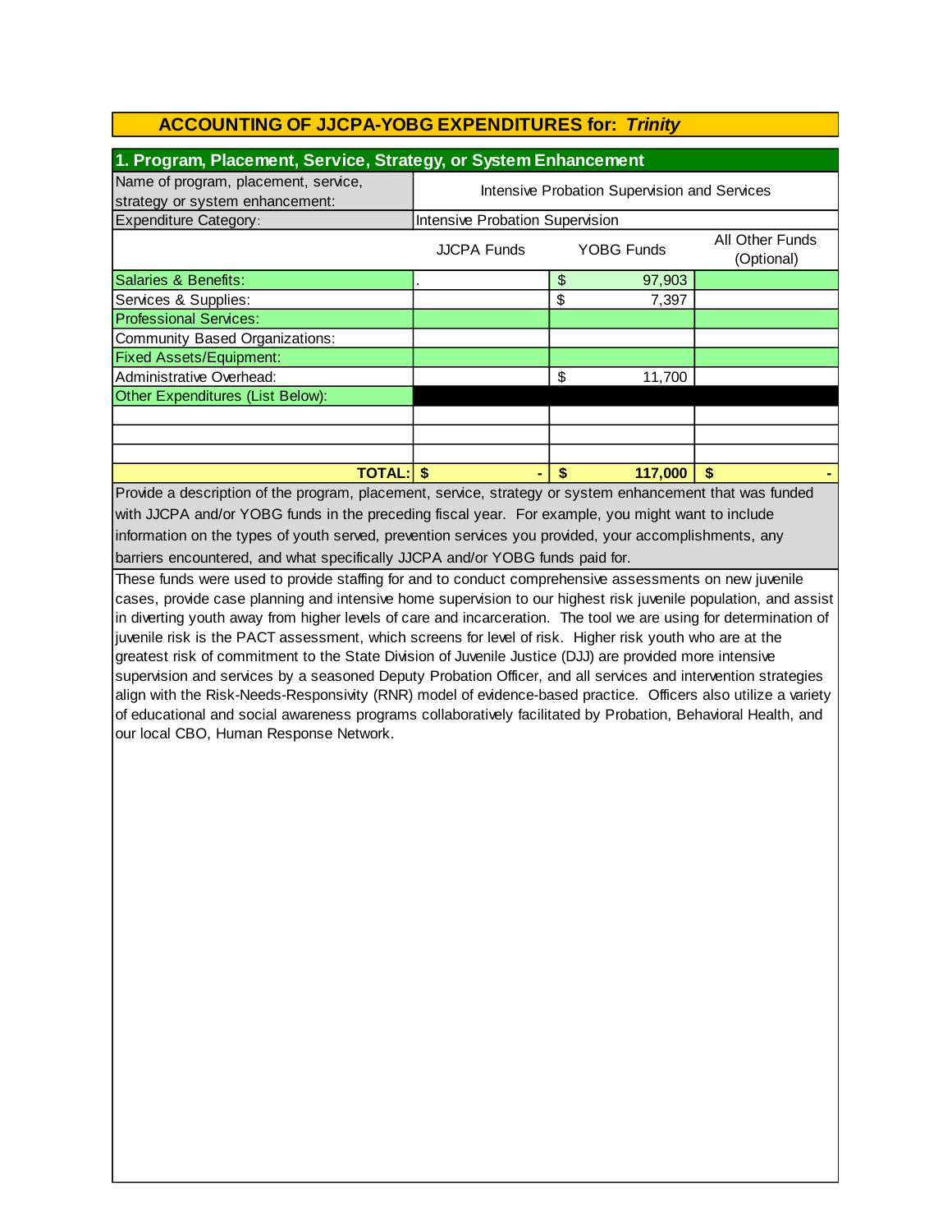## ACCOUNTING OF JJCPA-YOBG EXPENDITURES for: *Trinity*

### 1. Program, Placement, Service, Strategy, or System Enhancement

| | | | |
|---|---|---|---|
| Name of program, placement, service, strategy or system enhancement: | Intensive Probation Supervision and Services | | |
| Expenditure Category: | Intensive Probation Supervision | | |
| | JJCPA Funds | YOBG Funds | All Other Funds (Optional) |
| Salaries & Benefits: | . | $ 97,903 | |
| Services & Supplies: | | $ 7,397 | |
| Professional Services: | | | |
| Community Based Organizations: | | | |
| Fixed Assets/Equipment: | | | |
| Administrative Overhead: | | $ 11,700 | |
| Other Expenditures (List Below): | | | |
| | | | |
| | | | |
| | | | |
| **TOTAL:** | **$ -** | **$ 117,000** | **$ -** |

Provide a description of the program, placement, service, strategy or system enhancement that was funded with JJCPA and/or YOBG funds in the preceding fiscal year. For example, you might want to include information on the types of youth served, prevention services you provided, your accomplishments, any barriers encountered, and what specifically JJCPA and/or YOBG funds paid for.

These funds were used to provide staffing for and to conduct comprehensive assessments on new juvenile cases, provide case planning and intensive home supervision to our highest risk juvenile population, and assist in diverting youth away from higher levels of care and incarceration. The tool we are using for determination of juvenile risk is the PACT assessment, which screens for level of risk. Higher risk youth who are at the greatest risk of commitment to the State Division of Juvenile Justice (DJJ) are provided more intensive supervision and services by a seasoned Deputy Probation Officer, and all services and intervention strategies align with the Risk-Needs-Responsivity (RNR) model of evidence-based practice. Officers also utilize a variety of educational and social awareness programs collaboratively facilitated by Probation, Behavioral Health, and our local CBO, Human Response Network.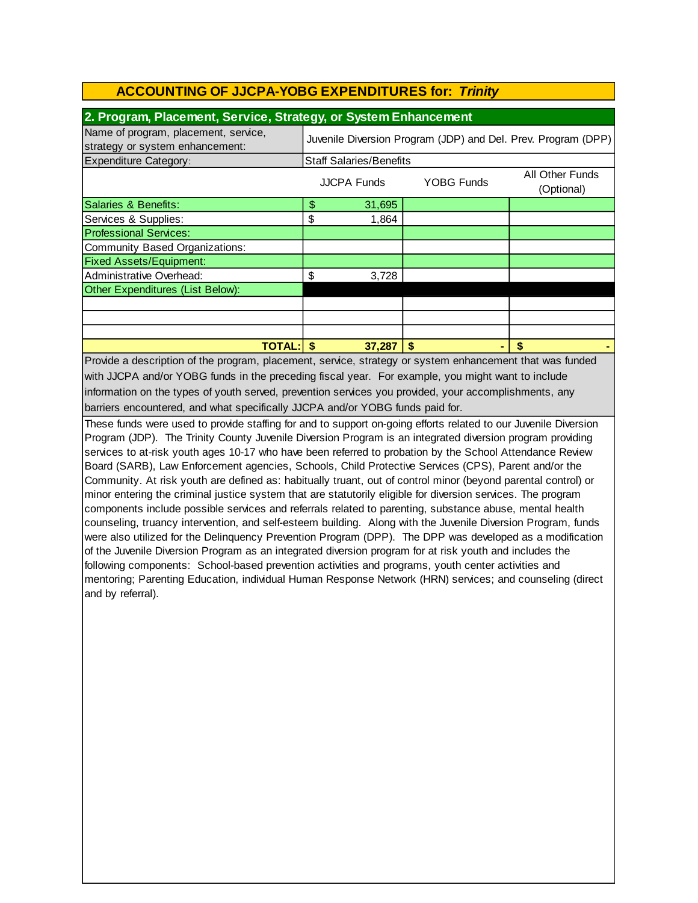## ACCOUNTING OF JJCPA-YOBG EXPENDITURES for: *Trinity*

### 2. Program, Placement, Service, Strategy, or System Enhancement

| | |
|---|---|
| Name of program, placement, service, strategy or system enhancement: | Juvenile Diversion Program (JDP) and Del. Prev. Program (DPP) |
| Expenditure Category: | Staff Salaries/Benefits |

| | JJCPA Funds | YOBG Funds | All Other Funds (Optional) |
|---|---|---|---|
| Salaries & Benefits: | $ 31,695 | | |
| Services & Supplies: | $ 1,864 | | |
| Professional Services: | | | |
| Community Based Organizations: | | | |
| Fixed Assets/Equipment: | | | |
| Administrative Overhead: | $ 3,728 | | |
| Other Expenditures (List Below): | | | |
| | | | |
| | | | |
| | | | |
| **TOTAL:** | **$ 37,287** | **$ -** | **$ -** |

Provide a description of the program, placement, service, strategy or system enhancement that was funded with JJCPA and/or YOBG funds in the preceding fiscal year. For example, you might want to include information on the types of youth served, prevention services you provided, your accomplishments, any barriers encountered, and what specifically JJCPA and/or YOBG funds paid for.

These funds were used to provide staffing for and to support on-going efforts related to our Juvenile Diversion Program (JDP). The Trinity County Juvenile Diversion Program is an integrated diversion program providing services to at-risk youth ages 10-17 who have been referred to probation by the School Attendance Review Board (SARB), Law Enforcement agencies, Schools, Child Protective Services (CPS), Parent and/or the Community. At risk youth are defined as: habitually truant, out of control minor (beyond parental control) or minor entering the criminal justice system that are statutorily eligible for diversion services. The program components include possible services and referrals related to parenting, substance abuse, mental health counseling, truancy intervention, and self-esteem building. Along with the Juvenile Diversion Program, funds were also utilized for the Delinquency Prevention Program (DPP). The DPP was developed as a modification of the Juvenile Diversion Program as an integrated diversion program for at risk youth and includes the following components: School-based prevention activities and programs, youth center activities and mentoring; Parenting Education, individual Human Response Network (HRN) services; and counseling (direct and by referral).